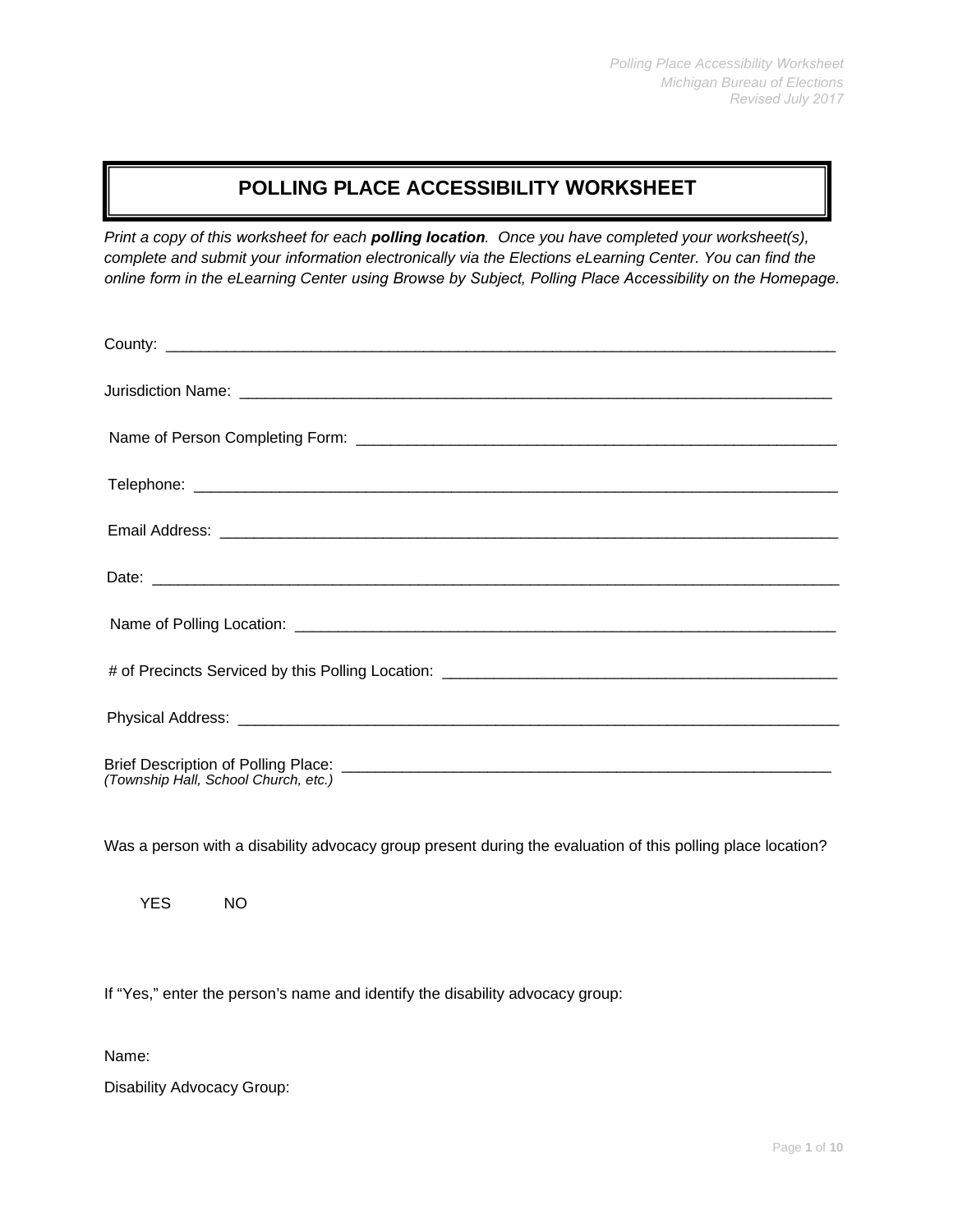# POLLING PLACE ACCESSIBILITY WORKSHEET

*Print a copy of this worksheet for each* ***polling location****. Once you have completed your worksheet(s), complete and submit your information electronically via the Elections eLearning Center. You can find the online form in the eLearning Center using Browse by Subject, Polling Place Accessibility on the Homepage.*

County: ______________________________________________________________________

Jurisdiction Name: _____________________________________________________________

Name of Person Completing Form: _________________________________________________

Telephone: ____________________________________________________________________

Email Address: ________________________________________________________________

Date: _________________________________________________________________________

Name of Polling Location: _______________________________________________________

# of Precincts Serviced by this Polling Location: ______________________________________

Physical Address: _______________________________________________________________

Brief Description of Polling Place: _________________________________________________
*(Township Hall, School Church, etc.)*

Was a person with a disability advocacy group present during the evaluation of this polling place location?

YES NO

If "Yes," enter the person's name and identify the disability advocacy group:

Name:

Disability Advocacy Group: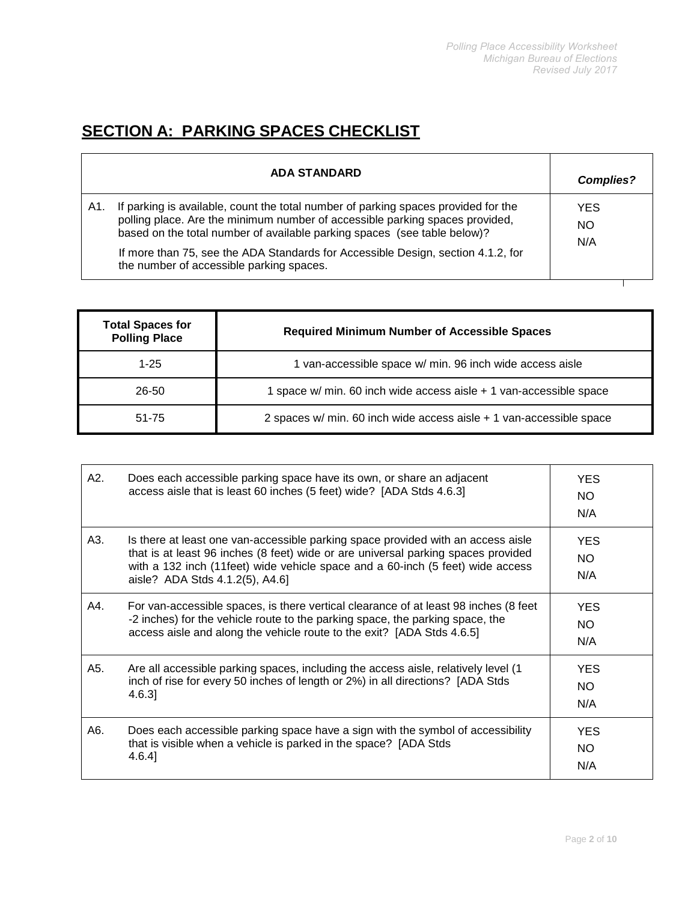## SECTION A: PARKING SPACES CHECKLIST

| ADA STANDARD | Complies? |
|---|---|
| A1. If parking is available, count the total number of parking spaces provided for the polling place. Are the minimum number of accessible parking spaces provided, based on the total number of available parking spaces (see table below)?<br><br>If more than 75, see the ADA Standards for Accessible Design, section 4.1.2, for the number of accessible parking spaces. | YES<br>NO<br>N/A |

| Total Spaces for Polling Place | Required Minimum Number of Accessible Spaces |
|---|---|
| 1-25 | 1 van-accessible space w/ min. 96 inch wide access aisle |
| 26-50 | 1 space w/ min. 60 inch wide access aisle + 1 van-accessible space |
| 51-75 | 2 spaces w/ min. 60 inch wide access aisle + 1 van-accessible space |

| | | |
|---|---|---|
| A2. | Does each accessible parking space have its own, or share an adjacent access aisle that is least 60 inches (5 feet) wide? [ADA Stds 4.6.3] | YES<br>NO<br>N/A |
| A3. | Is there at least one van-accessible parking space provided with an access aisle that is at least 96 inches (8 feet) wide or are universal parking spaces provided with a 132 inch (11feet) wide vehicle space and a 60-inch (5 feet) wide access aisle? ADA Stds 4.1.2(5), A4.6] | YES<br>NO<br>N/A |
| A4. | For van-accessible spaces, is there vertical clearance of at least 98 inches (8 feet -2 inches) for the vehicle route to the parking space, the parking space, the access aisle and along the vehicle route to the exit? [ADA Stds 4.6.5] | YES<br>NO<br>N/A |
| A5. | Are all accessible parking spaces, including the access aisle, relatively level (1 inch of rise for every 50 inches of length or 2%) in all directions? [ADA Stds 4.6.3] | YES<br>NO<br>N/A |
| A6. | Does each accessible parking space have a sign with the symbol of accessibility that is visible when a vehicle is parked in the space? [ADA Stds 4.6.4] | YES<br>NO<br>N/A |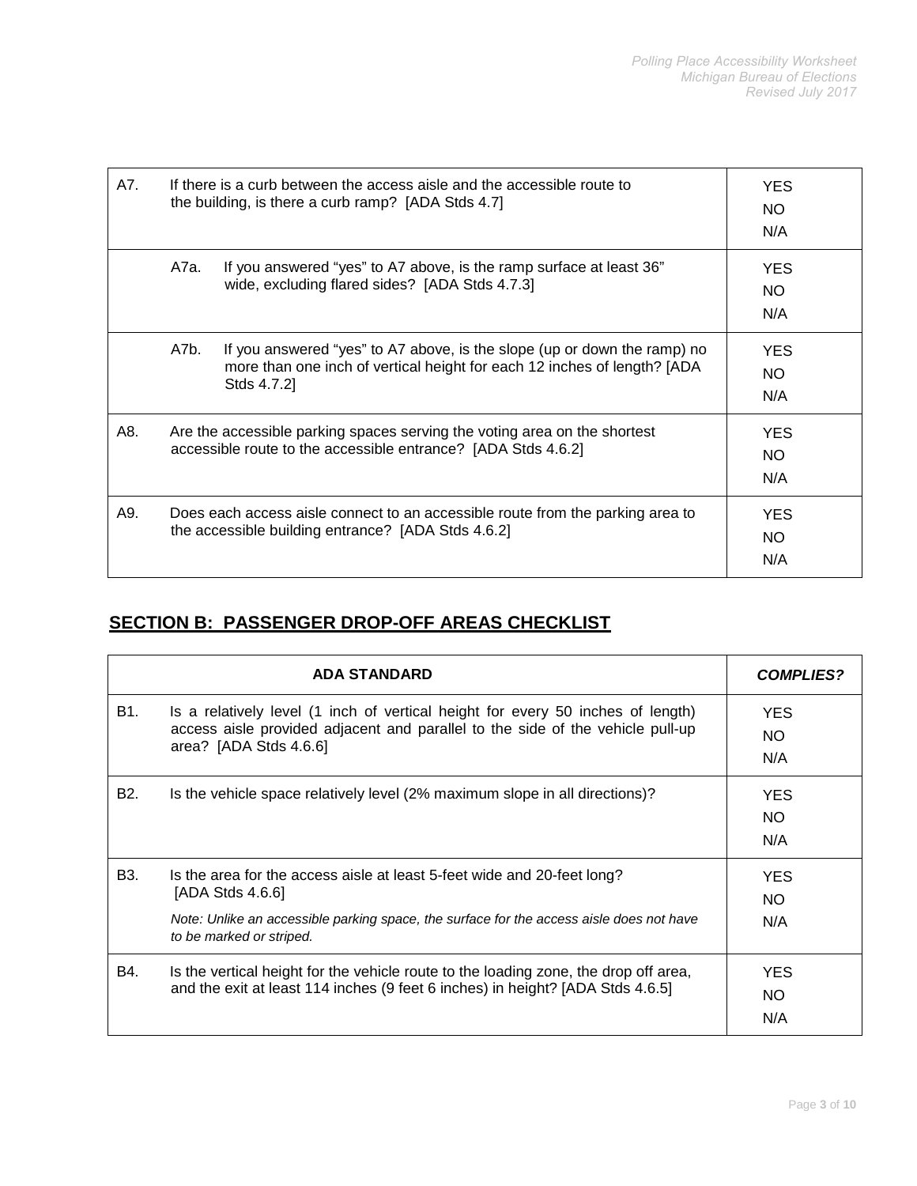| | | |
|---|---|---|
| A7. | If there is a curb between the access aisle and the accessible route to the building, is there a curb ramp? [ADA Stds 4.7] | YES<br>NO<br>N/A |
| | A7a. If you answered "yes" to A7 above, is the ramp surface at least 36" wide, excluding flared sides? [ADA Stds 4.7.3] | YES<br>NO<br>N/A |
| | A7b. If you answered "yes" to A7 above, is the slope (up or down the ramp) no more than one inch of vertical height for each 12 inches of length? [ADA Stds 4.7.2] | YES<br>NO<br>N/A |
| A8. | Are the accessible parking spaces serving the voting area on the shortest accessible route to the accessible entrance? [ADA Stds 4.6.2] | YES<br>NO<br>N/A |
| A9. | Does each access aisle connect to an accessible route from the parking area to the accessible building entrance? [ADA Stds 4.6.2] | YES<br>NO<br>N/A |

## SECTION B: PASSENGER DROP-OFF AREAS CHECKLIST

| | ADA STANDARD | *COMPLIES?* |
|---|---|---|
| B1. | Is a relatively level (1 inch of vertical height for every 50 inches of length) access aisle provided adjacent and parallel to the side of the vehicle pull-up area? [ADA Stds 4.6.6] | YES<br>NO<br>N/A |
| B2. | Is the vehicle space relatively level (2% maximum slope in all directions)? | YES<br>NO<br>N/A |
| B3. | Is the area for the access aisle at least 5-feet wide and 20-feet long? [ADA Stds 4.6.6]<br>*Note: Unlike an accessible parking space, the surface for the access aisle does not have to be marked or striped.* | YES<br>NO<br>N/A |
| B4. | Is the vertical height for the vehicle route to the loading zone, the drop off area, and the exit at least 114 inches (9 feet 6 inches) in height? [ADA Stds 4.6.5] | YES<br>NO<br>N/A |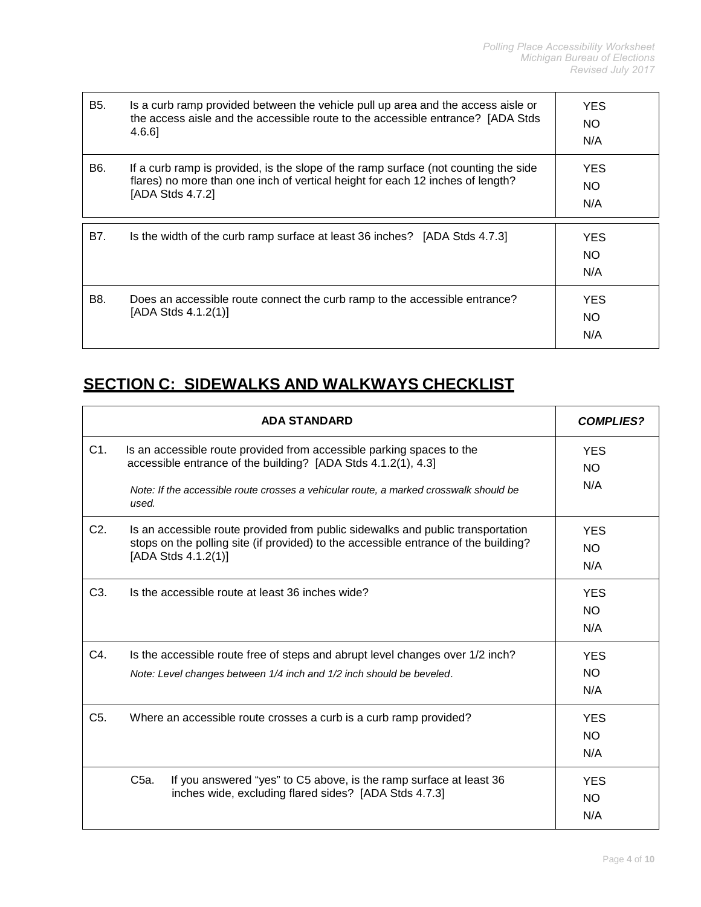| | | |
|---|---|---|
| B5. | Is a curb ramp provided between the vehicle pull up area and the access aisle or the access aisle and the accessible route to the accessible entrance? [ADA Stds 4.6.6] | YES<br>NO<br>N/A |
| B6. | If a curb ramp is provided, is the slope of the ramp surface (not counting the side flares) no more than one inch of vertical height for each 12 inches of length? [ADA Stds 4.7.2] | YES<br>NO<br>N/A |
| B7. | Is the width of the curb ramp surface at least 36 inches? [ADA Stds 4.7.3] | YES<br>NO<br>N/A |
| B8. | Does an accessible route connect the curb ramp to the accessible entrance? [ADA Stds 4.1.2(1)] | YES<br>NO<br>N/A |

## SECTION C: SIDEWALKS AND WALKWAYS CHECKLIST

| | ADA STANDARD | *COMPLIES?* |
|---|---|---|
| C1. | Is an accessible route provided from accessible parking spaces to the accessible entrance of the building? [ADA Stds 4.1.2(1), 4.3]<br><br>*Note: If the accessible route crosses a vehicular route, a marked crosswalk should be used.* | YES<br>NO<br>N/A |
| C2. | Is an accessible route provided from public sidewalks and public transportation stops on the polling site (if provided) to the accessible entrance of the building? [ADA Stds 4.1.2(1)] | YES<br>NO<br>N/A |
| C3. | Is the accessible route at least 36 inches wide? | YES<br>NO<br>N/A |
| C4. | Is the accessible route free of steps and abrupt level changes over 1/2 inch?<br>*Note: Level changes between 1/4 inch and 1/2 inch should be beveled*. | YES<br>NO<br>N/A |
| C5. | Where an accessible route crosses a curb is a curb ramp provided? | YES<br>NO<br>N/A |
| | C5a. If you answered "yes" to C5 above, is the ramp surface at least 36 inches wide, excluding flared sides? [ADA Stds 4.7.3] | YES<br>NO<br>N/A |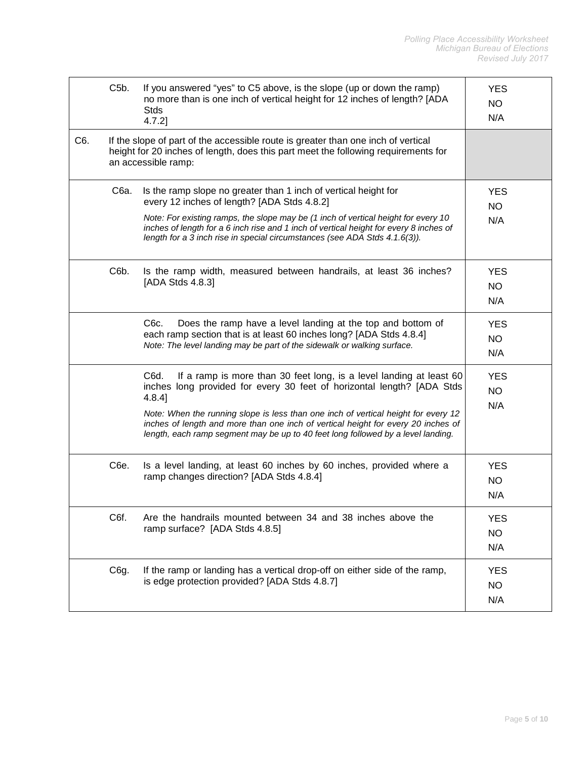| Item | Question | Response |
|---|---|---|
| C5b. | If you answered "yes" to C5 above, is the slope (up or down the ramp) no more than is one inch of vertical height for 12 inches of length? [ADA Stds 4.7.2] | YES<br>NO<br>N/A |
| C6. | If the slope of part of the accessible route is greater than one inch of vertical height for 20 inches of length, does this part meet the following requirements for an accessible ramp: | |
| C6a. | Is the ramp slope no greater than 1 inch of vertical height for every 12 inches of length? [ADA Stds 4.8.2]<br>*Note: For existing ramps, the slope may be (1 inch of vertical height for every 10 inches of length for a 6 inch rise and 1 inch of vertical height for every 8 inches of length for a 3 inch rise in special circumstances (see ADA Stds 4.1.6(3)).* | YES<br>NO<br>N/A |
| C6b. | Is the ramp width, measured between handrails, at least 36 inches? [ADA Stds 4.8.3] | YES<br>NO<br>N/A |
| C6c. | Does the ramp have a level landing at the top and bottom of each ramp section that is at least 60 inches long? [ADA Stds 4.8.4]<br>*Note: The level landing may be part of the sidewalk or walking surface.* | YES<br>NO<br>N/A |
| C6d. | If a ramp is more than 30 feet long, is a level landing at least 60 inches long provided for every 30 feet of horizontal length? [ADA Stds 4.8.4]<br>*Note: When the running slope is less than one inch of vertical height for every 12 inches of length and more than one inch of vertical height for every 20 inches of length, each ramp segment may be up to 40 feet long followed by a level landing.* | YES<br>NO<br>N/A |
| C6e. | Is a level landing, at least 60 inches by 60 inches, provided where a ramp changes direction? [ADA Stds 4.8.4] | YES<br>NO<br>N/A |
| C6f. | Are the handrails mounted between 34 and 38 inches above the ramp surface? [ADA Stds 4.8.5] | YES<br>NO<br>N/A |
| C6g. | If the ramp or landing has a vertical drop-off on either side of the ramp, is edge protection provided? [ADA Stds 4.8.7] | YES<br>NO<br>N/A |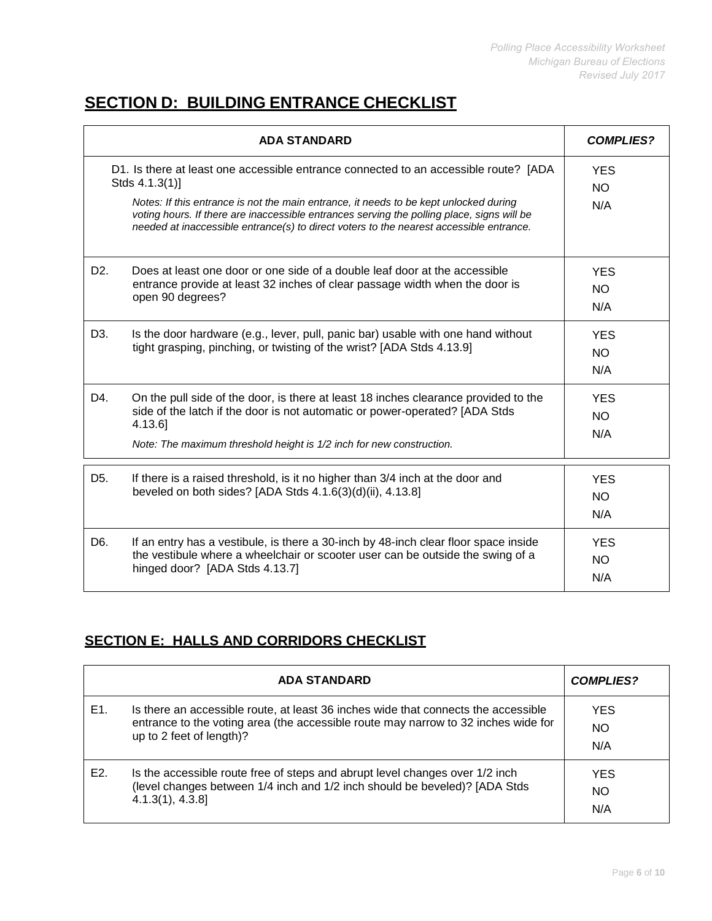## SECTION D: BUILDING ENTRANCE CHECKLIST

| ADA STANDARD | COMPLIES? |
|---|---|
| D1. Is there at least one accessible entrance connected to an accessible route? [ADA Stds 4.1.3(1)]<br>*Notes: If this entrance is not the main entrance, it needs to be kept unlocked during voting hours. If there are inaccessible entrances serving the polling place, signs will be needed at inaccessible entrance(s) to direct voters to the nearest accessible entrance.* | YES<br>NO<br>N/A |
| D2. Does at least one door or one side of a double leaf door at the accessible entrance provide at least 32 inches of clear passage width when the door is open 90 degrees? | YES<br>NO<br>N/A |
| D3. Is the door hardware (e.g., lever, pull, panic bar) usable with one hand without tight grasping, pinching, or twisting of the wrist? [ADA Stds 4.13.9] | YES<br>NO<br>N/A |
| D4. On the pull side of the door, is there at least 18 inches clearance provided to the side of the latch if the door is not automatic or power-operated? [ADA Stds 4.13.6]<br>*Note: The maximum threshold height is 1/2 inch for new construction.* | YES<br>NO<br>N/A |
| D5. If there is a raised threshold, is it no higher than 3/4 inch at the door and beveled on both sides? [ADA Stds 4.1.6(3)(d)(ii), 4.13.8] | YES<br>NO<br>N/A |
| D6. If an entry has a vestibule, is there a 30-inch by 48-inch clear floor space inside the vestibule where a wheelchair or scooter user can be outside the swing of a hinged door? [ADA Stds 4.13.7] | YES<br>NO<br>N/A |

## SECTION E: HALLS AND CORRIDORS CHECKLIST

| ADA STANDARD | COMPLIES? |
|---|---|
| E1. Is there an accessible route, at least 36 inches wide that connects the accessible entrance to the voting area (the accessible route may narrow to 32 inches wide for up to 2 feet of length)? | YES<br>NO<br>N/A |
| E2. Is the accessible route free of steps and abrupt level changes over 1/2 inch (level changes between 1/4 inch and 1/2 inch should be beveled)? [ADA Stds 4.1.3(1), 4.3.8] | YES<br>NO<br>N/A |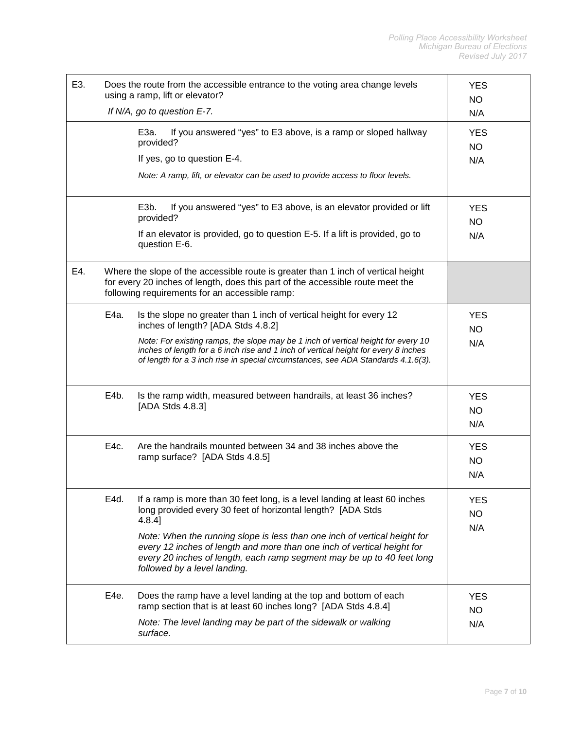| | | |
|---|---|---|
| E3. | Does the route from the accessible entrance to the voting area change levels using a ramp, lift or elevator?<br>*If N/A, go to question E-7.* | YES<br>NO<br>N/A |
| | E3a. If you answered "yes" to E3 above, is a ramp or sloped hallway provided?<br>If yes, go to question E-4.<br>*Note: A ramp, lift, or elevator can be used to provide access to floor levels.* | YES<br>NO<br>N/A |
| | E3b. If you answered "yes" to E3 above, is an elevator provided or lift provided?<br>If an elevator is provided, go to question E-5. If a lift is provided, go to question E-6. | YES<br>NO<br>N/A |
| E4. | Where the slope of the accessible route is greater than 1 inch of vertical height for every 20 inches of length, does this part of the accessible route meet the following requirements for an accessible ramp: | |
| E4a. | Is the slope no greater than 1 inch of vertical height for every 12 inches of length? [ADA Stds 4.8.2]<br>*Note: For existing ramps, the slope may be 1 inch of vertical height for every 10 inches of length for a 6 inch rise and 1 inch of vertical height for every 8 inches of length for a 3 inch rise in special circumstances, see ADA Standards 4.1.6(3).* | YES<br>NO<br>N/A |
| E4b. | Is the ramp width, measured between handrails, at least 36 inches? [ADA Stds 4.8.3] | YES<br>NO<br>N/A |
| E4c. | Are the handrails mounted between 34 and 38 inches above the ramp surface? [ADA Stds 4.8.5] | YES<br>NO<br>N/A |
| E4d. | If a ramp is more than 30 feet long, is a level landing at least 60 inches long provided every 30 feet of horizontal length? [ADA Stds 4.8.4]<br>*Note: When the running slope is less than one inch of vertical height for every 12 inches of length and more than one inch of vertical height for every 20 inches of length, each ramp segment may be up to 40 feet long followed by a level landing.* | YES<br>NO<br>N/A |
| E4e. | Does the ramp have a level landing at the top and bottom of each ramp section that is at least 60 inches long? [ADA Stds 4.8.4]<br>*Note: The level landing may be part of the sidewalk or walking surface.* | YES<br>NO<br>N/A |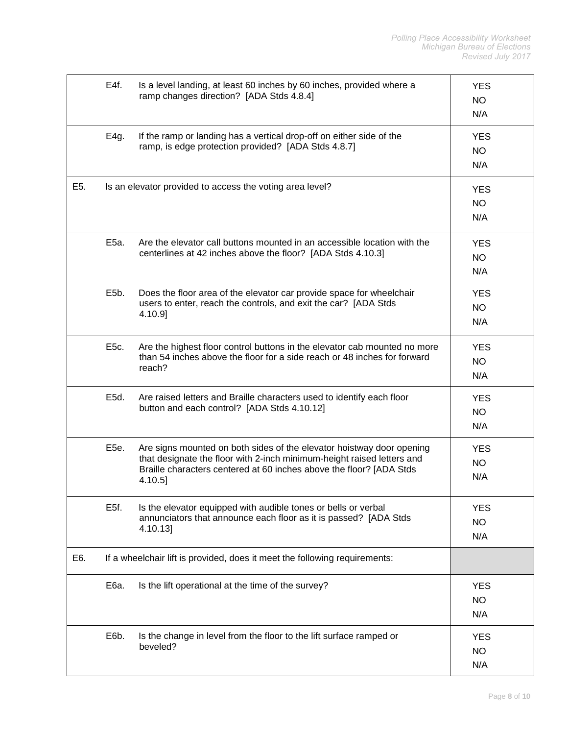| Item | Question | Response |
| --- | --- | --- |
| E4f. | Is a level landing, at least 60 inches by 60 inches, provided where a ramp changes direction? [ADA Stds 4.8.4] | YES<br>NO<br>N/A |
| E4g. | If the ramp or landing has a vertical drop-off on either side of the ramp, is edge protection provided? [ADA Stds 4.8.7] | YES<br>NO<br>N/A |
| E5. | Is an elevator provided to access the voting area level? | YES<br>NO<br>N/A |
| E5a. | Are the elevator call buttons mounted in an accessible location with the centerlines at 42 inches above the floor? [ADA Stds 4.10.3] | YES<br>NO<br>N/A |
| E5b. | Does the floor area of the elevator car provide space for wheelchair users to enter, reach the controls, and exit the car? [ADA Stds 4.10.9] | YES<br>NO<br>N/A |
| E5c. | Are the highest floor control buttons in the elevator cab mounted no more than 54 inches above the floor for a side reach or 48 inches for forward reach? | YES<br>NO<br>N/A |
| E5d. | Are raised letters and Braille characters used to identify each floor button and each control? [ADA Stds 4.10.12] | YES<br>NO<br>N/A |
| E5e. | Are signs mounted on both sides of the elevator hoistway door opening that designate the floor with 2-inch minimum-height raised letters and Braille characters centered at 60 inches above the floor? [ADA Stds 4.10.5] | YES<br>NO<br>N/A |
| E5f. | Is the elevator equipped with audible tones or bells or verbal annunciators that announce each floor as it is passed? [ADA Stds 4.10.13] | YES<br>NO<br>N/A |
| E6. | If a wheelchair lift is provided, does it meet the following requirements: | |
| E6a. | Is the lift operational at the time of the survey? | YES<br>NO<br>N/A |
| E6b. | Is the change in level from the floor to the lift surface ramped or beveled? | YES<br>NO<br>N/A |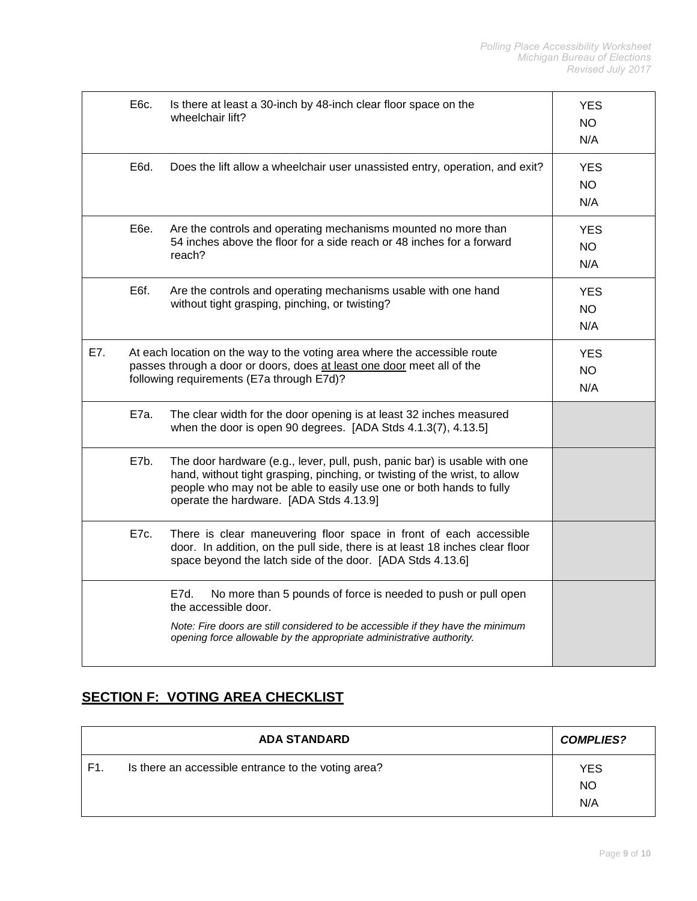| | |
|---|---|
| E6c. Is there at least a 30-inch by 48-inch clear floor space on the wheelchair lift? | YES<br>NO<br>N/A |
| E6d. Does the lift allow a wheelchair user unassisted entry, operation, and exit? | YES<br>NO<br>N/A |
| E6e. Are the controls and operating mechanisms mounted no more than 54 inches above the floor for a side reach or 48 inches for a forward reach? | YES<br>NO<br>N/A |
| E6f. Are the controls and operating mechanisms usable with one hand without tight grasping, pinching, or twisting? | YES<br>NO<br>N/A |
| E7. At each location on the way to the voting area where the accessible route passes through a door or doors, does <u>at least one door</u> meet all of the following requirements (E7a through E7d)? | YES<br>NO<br>N/A |
| E7a. The clear width for the door opening is at least 32 inches measured when the door is open 90 degrees. [ADA Stds 4.1.3(7), 4.13.5] | |
| E7b. The door hardware (e.g., lever, pull, push, panic bar) is usable with one hand, without tight grasping, pinching, or twisting of the wrist, to allow people who may not be able to easily use one or both hands to fully operate the hardware. [ADA Stds 4.13.9] | |
| E7c. There is clear maneuvering floor space in front of each accessible door. In addition, on the pull side, there is at least 18 inches clear floor space beyond the latch side of the door. [ADA Stds 4.13.6] | |
| E7d. No more than 5 pounds of force is needed to push or pull open the accessible door.<br>*Note: Fire doors are still considered to be accessible if they have the minimum opening force allowable by the appropriate administrative authority.* | |

## SECTION F: VOTING AREA CHECKLIST

| ADA STANDARD | *COMPLIES?* |
|---|---|
| F1. Is there an accessible entrance to the voting area? | YES<br>NO<br>N/A |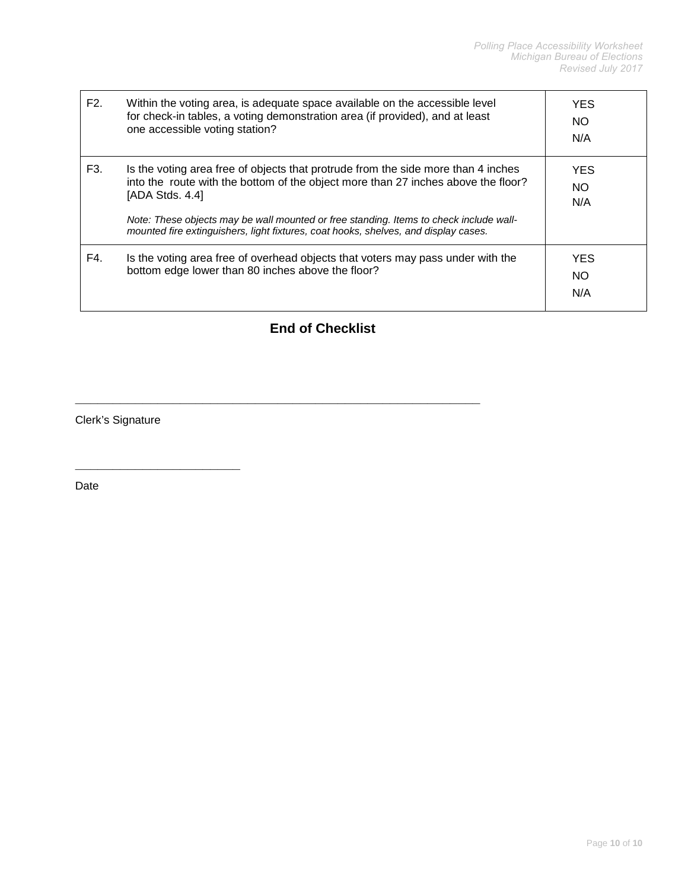| | | |
|---|---|---|
| F2. | Within the voting area, is adequate space available on the accessible level for check-in tables, a voting demonstration area (if provided), and at least one accessible voting station? | YES<br>NO<br>N/A |
| F3. | Is the voting area free of objects that protrude from the side more than 4 inches into the route with the bottom of the object more than 27 inches above the floor? [ADA Stds. 4.4]<br><br>*Note: These objects may be wall mounted or free standing. Items to check include wall-mounted fire extinguishers, light fixtures, coat hooks, shelves, and display cases.* | YES<br>NO<br>N/A |
| F4. | Is the voting area free of overhead objects that voters may pass under with the bottom edge lower than 80 inches above the floor? | YES<br>NO<br>N/A |

**End of Checklist**

_______________________________________________________________

Clerk's Signature

_________________________

Date